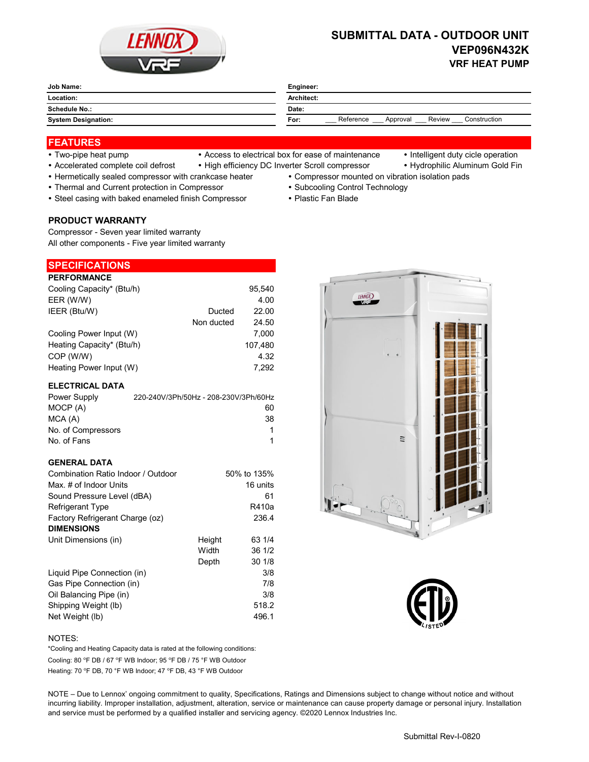# SUBMITTAL DATA - OUTDOOR UNIT
## VEP096N432K
### VRF HEAT PUMP

| Job Name: | Engineer: |
|---|---|
| Location: | Architect: |
| Schedule No.: | Date: |
| System Designation: | For: ___ Reference ___ Approval ___ Review ___ Construction |

## FEATURES

- Two-pipe heat pump
- Access to electrical box for ease of maintenance
- Intelligent duty cicle operation
- Accelerated complete coil defrost
- High efficiency DC Inverter Scroll compressor
- Hydrophilic Aluminum Gold Fin
- Hermetically sealed compressor with crankcase heater
- Compressor mounted on vibration isolation pads
- Thermal and Current protection in Compressor
- Subcooling Control Technology
- Steel casing with baked enameled finish Compressor
- Plastic Fan Blade

### PRODUCT WARRANTY

Compressor - Seven year limited warranty
All other components - Five year limited warranty

## SPECIFICATIONS

### PERFORMANCE

| | | |
|---|---|---|
| Cooling Capacity* (Btu/h) | | 95,540 |
| EER (W/W) | | 4.00 |
| IEER (Btu/W) | Ducted | 22.00 |
| | Non ducted | 24.50 |
| Cooling Power Input (W) | | 7,000 |
| Heating Capacity* (Btu/h) | | 107,480 |
| COP (W/W) | | 4.32 |
| Heating Power Input (W) | | 7,292 |

### ELECTRICAL DATA

| | |
|---|---|
| Power Supply | 220-240V/3Ph/50Hz - 208-230V/3Ph/60Hz |
| MOCP (A) | 60 |
| MCA (A) | 38 |
| No. of Compressors | 1 |
| No. of Fans | 1 |

### GENERAL DATA

| | | |
|---|---|---|
| Combination Ratio Indoor / Outdoor | | 50% to 135% |
| Max. # of Indoor Units | | 16 units |
| Sound Pressure Level (dBA) | | 61 |
| Refrigerant Type | | R410a |
| Factory Refrigerant Charge (oz) | | 236.4 |
| **DIMENSIONS** | | |
| Unit Dimensions (in) | Height | 63 1/4 |
| | Width | 36 1/2 |
| | Depth | 30 1/8 |
| Liquid Pipe Connection (in) | | 3/8 |
| Gas Pipe Connection (in) | | 7/8 |
| Oil Balancing Pipe (in) | | 3/8 |
| Shipping Weight (lb) | | 518.2 |
| Net Weight (lb) | | 496.1 |

NOTES:

*Cooling and Heating Capacity data is rated at the following conditions:

Cooling: 80 °F DB / 67 °F WB Indoor; 95 °F DB / 75 °F WB Outdoor

Heating: 70 °F DB, 70 °F WB Indoor; 47 °F DB, 43 °F WB Outdoor

NOTE – Due to Lennox' ongoing commitment to quality, Specifications, Ratings and Dimensions subject to change without notice and without incurring liability. Improper installation, adjustment, alteration, service or maintenance can cause property damage or personal injury. Installation and service must be performed by a qualified installer and servicing agency. ©2020 Lennox Industries Inc.

Submittal Rev-I-0820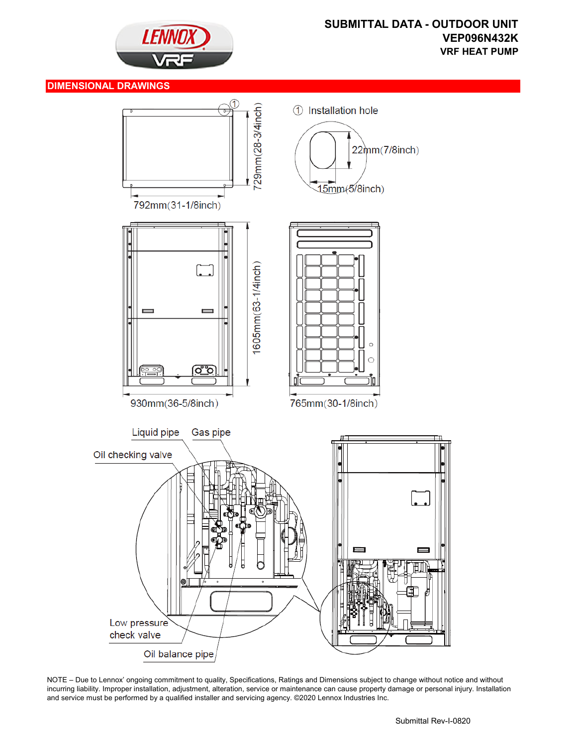# SUBMITTAL DATA - OUTDOOR UNIT
## VEP096N432K
### VRF HEAT PUMP

## DIMENSIONAL DRAWINGS

① Installation hole

22mm(7/8inch)

15mm(5/8inch)

729mm(28-3/4inch)

792mm(31-1/8inch)

1605mm(63-1/4inch)

930mm(36-5/8inch)

765mm(30-1/8inch)

Liquid pipe

Gas pipe

Oil checking valve

Low pressure check valve

Oil balance pipe

NOTE – Due to Lennox' ongoing commitment to quality, Specifications, Ratings and Dimensions subject to change without notice and without incurring liability. Improper installation, adjustment, alteration, service or maintenance can cause property damage or personal injury. Installation and service must be performed by a qualified installer and servicing agency. ©2020 Lennox Industries Inc.

Submittal Rev-I-0820